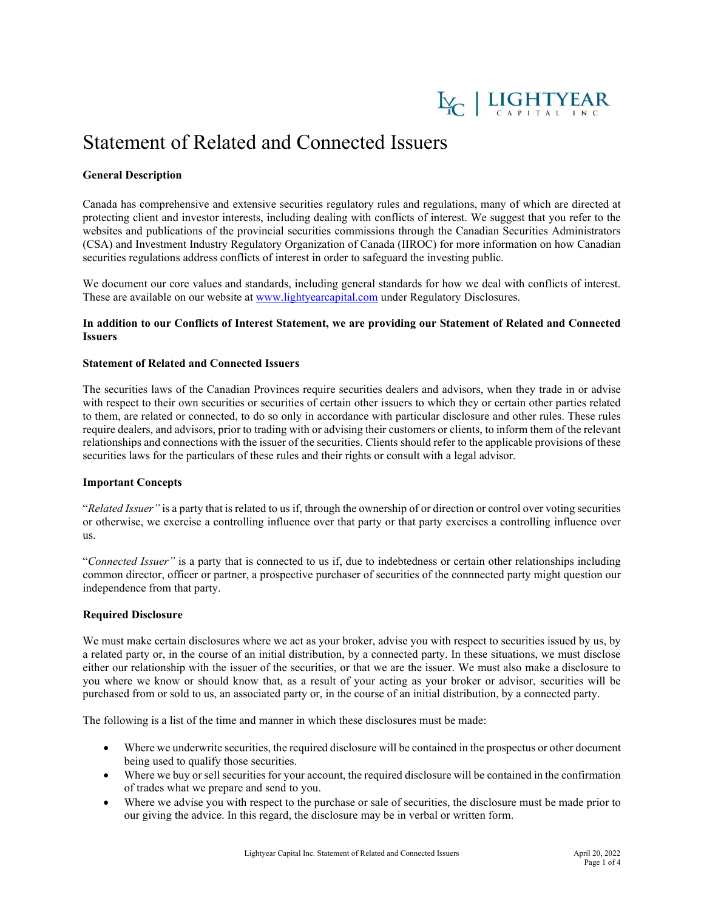# Statement of Related and Connected Issuers

**General Description**

Canada has comprehensive and extensive securities regulatory rules and regulations, many of which are directed at protecting client and investor interests, including dealing with conflicts of interest. We suggest that you refer to the websites and publications of the provincial securities commissions through the Canadian Securities Administrators (CSA) and Investment Industry Regulatory Organization of Canada (IIROC) for more information on how Canadian securities regulations address conflicts of interest in order to safeguard the investing public.

We document our core values and standards, including general standards for how we deal with conflicts of interest. These are available on our website at [www.lightyearcapital.com](http://www.lightyearcapital.com) under Regulatory Disclosures.

**In addition to our Conflicts of Interest Statement, we are providing our Statement of Related and Connected Issuers**

**Statement of Related and Connected Issuers**

The securities laws of the Canadian Provinces require securities dealers and advisors, when they trade in or advise with respect to their own securities or securities of certain other issuers to which they or certain other parties related to them, are related or connected, to do so only in accordance with particular disclosure and other rules. These rules require dealers, and advisors, prior to trading with or advising their customers or clients, to inform them of the relevant relationships and connections with the issuer of the securities. Clients should refer to the applicable provisions of these securities laws for the particulars of these rules and their rights or consult with a legal advisor.

**Important Concepts**

"*Related Issuer"* is a party that is related to us if, through the ownership of or direction or control over voting securities or otherwise, we exercise a controlling influence over that party or that party exercises a controlling influence over us.

"*Connected Issuer"* is a party that is connected to us if, due to indebtedness or certain other relationships including common director, officer or partner, a prospective purchaser of securities of the connnected party might question our independence from that party.

**Required Disclosure**

We must make certain disclosures where we act as your broker, advise you with respect to securities issued by us, by a related party or, in the course of an initial distribution, by a connected party. In these situations, we must disclose either our relationship with the issuer of the securities, or that we are the issuer. We must also make a disclosure to you where we know or should know that, as a result of your acting as your broker or advisor, securities will be purchased from or sold to us, an associated party or, in the course of an initial distribution, by a connected party.

The following is a list of the time and manner in which these disclosures must be made:

- Where we underwrite securities, the required disclosure will be contained in the prospectus or other document being used to qualify those securities.
- Where we buy or sell securities for your account, the required disclosure will be contained in the confirmation of trades what we prepare and send to you.
- Where we advise you with respect to the purchase or sale of securities, the disclosure must be made prior to our giving the advice. In this regard, the disclosure may be in verbal or written form.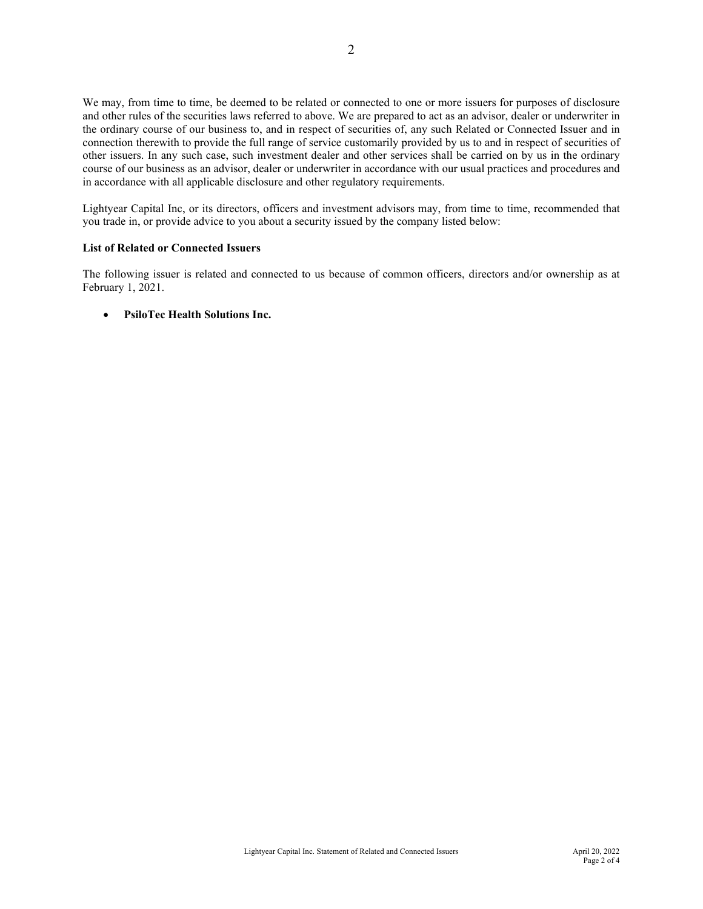We may, from time to time, be deemed to be related or connected to one or more issuers for purposes of disclosure and other rules of the securities laws referred to above. We are prepared to act as an advisor, dealer or underwriter in the ordinary course of our business to, and in respect of securities of, any such Related or Connected Issuer and in connection therewith to provide the full range of service customarily provided by us to and in respect of securities of other issuers. In any such case, such investment dealer and other services shall be carried on by us in the ordinary course of our business as an advisor, dealer or underwriter in accordance with our usual practices and procedures and in accordance with all applicable disclosure and other regulatory requirements.

Lightyear Capital Inc, or its directors, officers and investment advisors may, from time to time, recommended that you trade in, or provide advice to you about a security issued by the company listed below:

**List of Related or Connected Issuers**

The following issuer is related and connected to us because of common officers, directors and/or ownership as at February 1, 2021.

- **PsiloTec Health Solutions Inc.**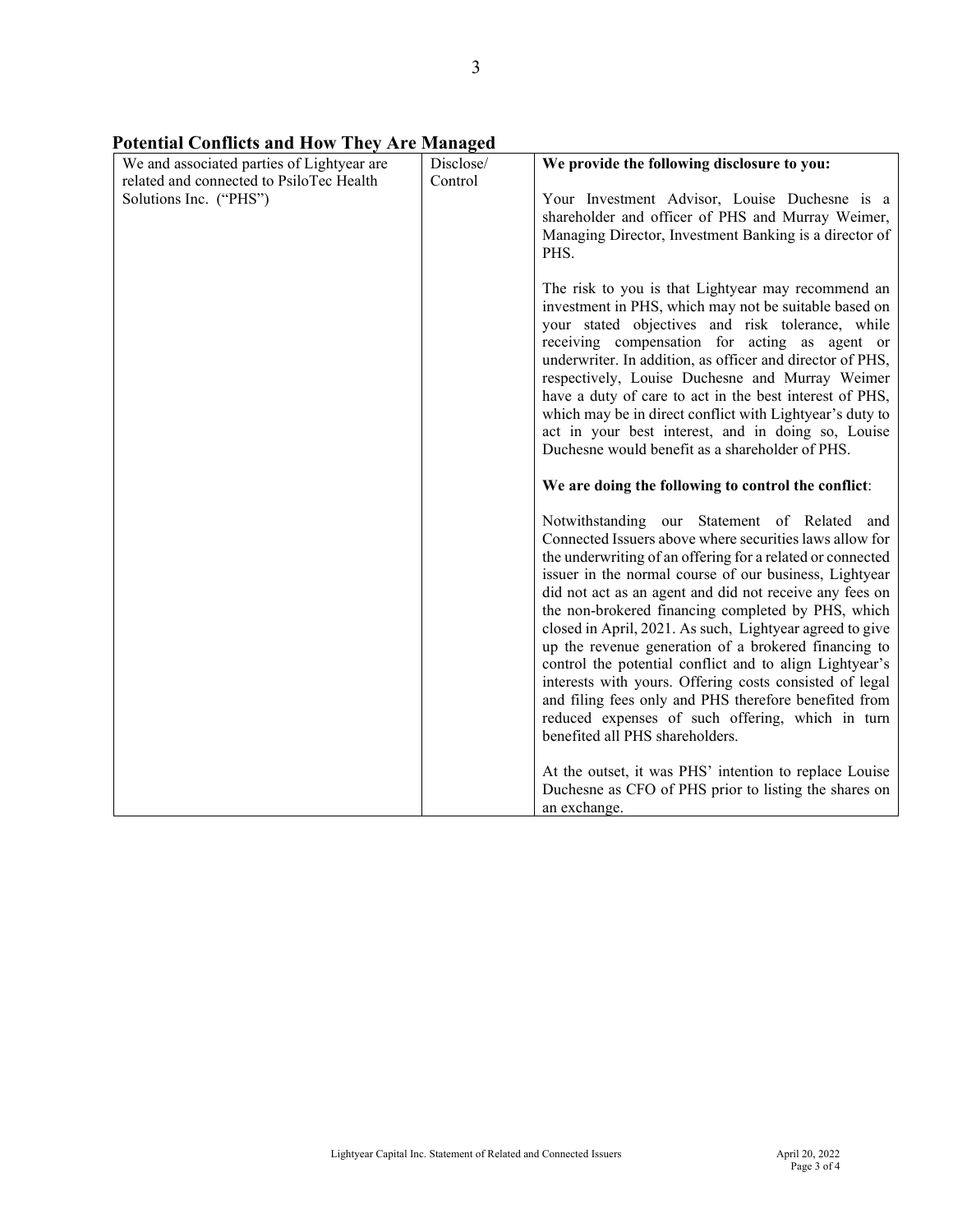**Potential Conflicts and How They Are Managed**

| | | |
|---|---|---|
| We and associated parties of Lightyear are related and connected to PsiloTec Health Solutions Inc. ("PHS") | Disclose/ Control | **We provide the following disclosure to you:**<br><br>Your Investment Advisor, Louise Duchesne is a shareholder and officer of PHS and Murray Weimer, Managing Director, Investment Banking is a director of PHS.<br><br>The risk to you is that Lightyear may recommend an investment in PHS, which may not be suitable based on your stated objectives and risk tolerance, while receiving compensation for acting as agent or underwriter. In addition, as officer and director of PHS, respectively, Louise Duchesne and Murray Weimer have a duty of care to act in the best interest of PHS, which may be in direct conflict with Lightyear's duty to act in your best interest, and in doing so, Louise Duchesne would benefit as a shareholder of PHS.<br><br>**We are doing the following to control the conflict**:<br><br>Notwithstanding our Statement of Related and Connected Issuers above where securities laws allow for the underwriting of an offering for a related or connected issuer in the normal course of our business, Lightyear did not act as an agent and did not receive any fees on the non-brokered financing completed by PHS, which closed in April, 2021. As such, Lightyear agreed to give up the revenue generation of a brokered financing to control the potential conflict and to align Lightyear's interests with yours. Offering costs consisted of legal and filing fees only and PHS therefore benefited from reduced expenses of such offering, which in turn benefited all PHS shareholders.<br><br>At the outset, it was PHS' intention to replace Louise Duchesne as CFO of PHS prior to listing the shares on an exchange. |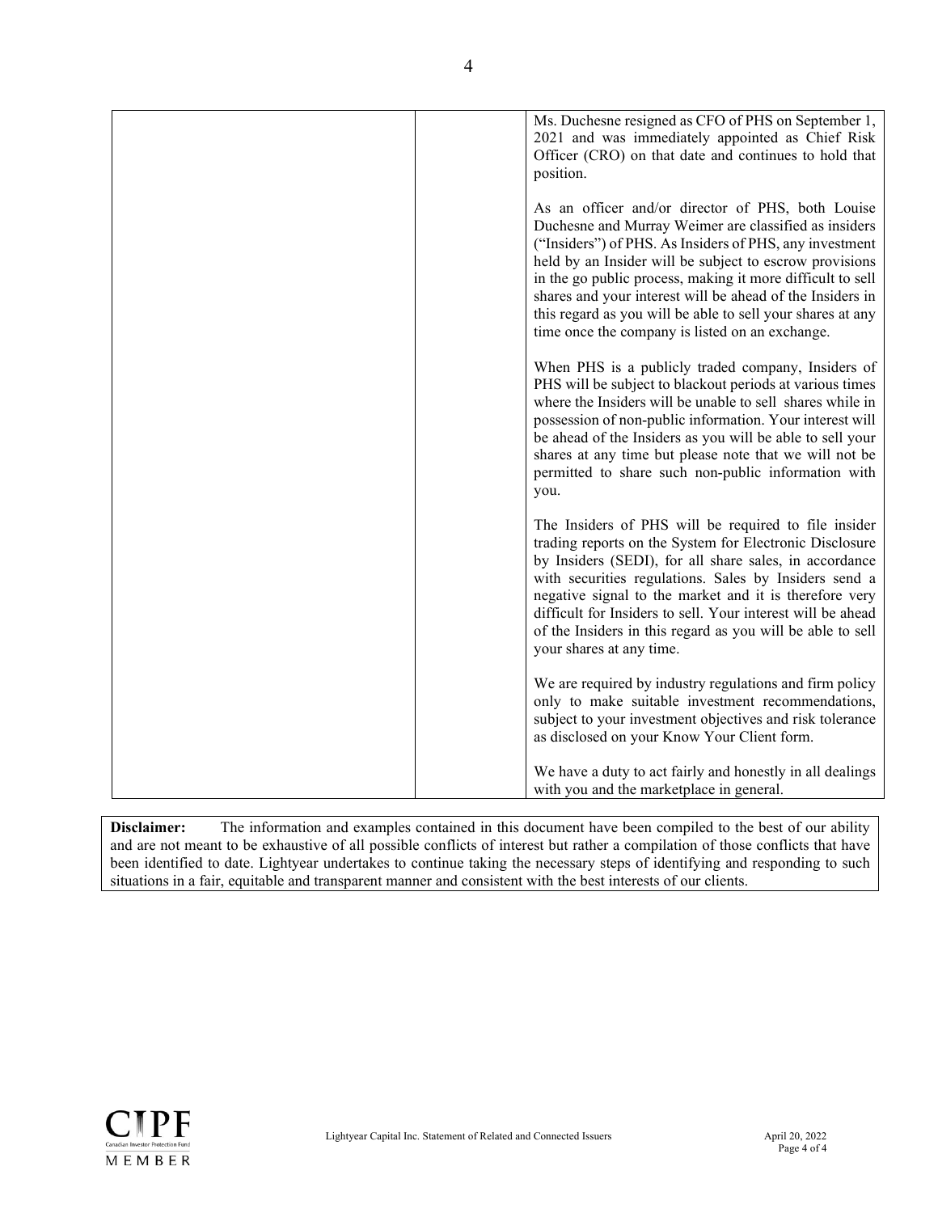| | | |
|---|---|---|
| | | Ms. Duchesne resigned as CFO of PHS on September 1, 2021 and was immediately appointed as Chief Risk Officer (CRO) on that date and continues to hold that position.<br><br>As an officer and/or director of PHS, both Louise Duchesne and Murray Weimer are classified as insiders ("Insiders") of PHS. As Insiders of PHS, any investment held by an Insider will be subject to escrow provisions in the go public process, making it more difficult to sell shares and your interest will be ahead of the Insiders in this regard as you will be able to sell your shares at any time once the company is listed on an exchange.<br><br>When PHS is a publicly traded company, Insiders of PHS will be subject to blackout periods at various times where the Insiders will be unable to sell shares while in possession of non-public information. Your interest will be ahead of the Insiders as you will be able to sell your shares at any time but please note that we will not be permitted to share such non-public information with you.<br><br>The Insiders of PHS will be required to file insider trading reports on the System for Electronic Disclosure by Insiders (SEDI), for all share sales, in accordance with securities regulations. Sales by Insiders send a negative signal to the market and it is therefore very difficult for Insiders to sell. Your interest will be ahead of the Insiders in this regard as you will be able to sell your shares at any time.<br><br>We are required by industry regulations and firm policy only to make suitable investment recommendations, subject to your investment objectives and risk tolerance as disclosed on your Know Your Client form.<br><br>We have a duty to act fairly and honestly in all dealings with you and the marketplace in general. |

**Disclaimer:** The information and examples contained in this document have been compiled to the best of our ability and are not meant to be exhaustive of all possible conflicts of interest but rather a compilation of those conflicts that have been identified to date. Lightyear undertakes to continue taking the necessary steps of identifying and responding to such situations in a fair, equitable and transparent manner and consistent with the best interests of our clients.